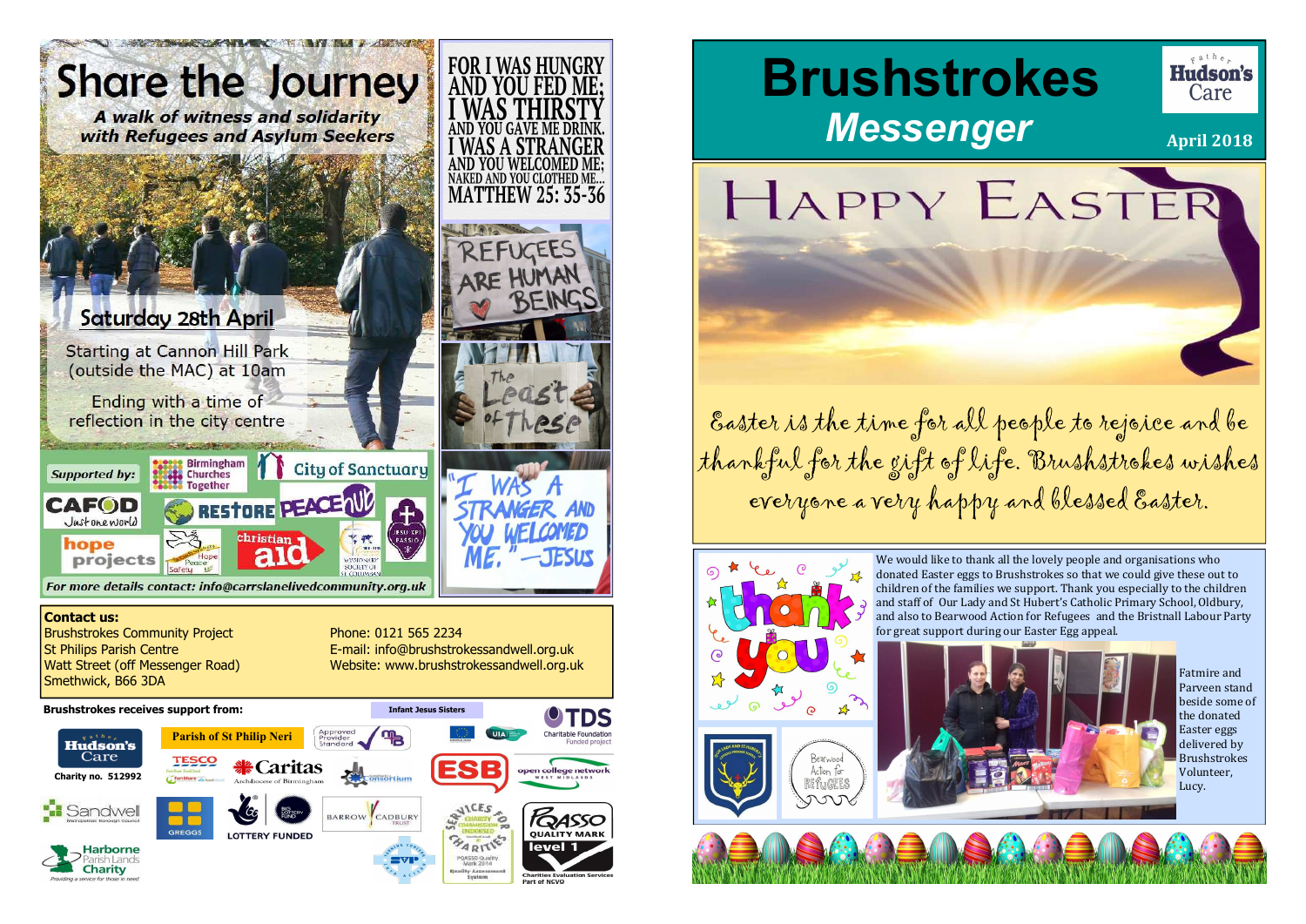# Share the Journey

*A walk of witness and solidarity with Refugees and Asylum Seekers*

## Saturday 28th April

Starting at Cannon Hill Park (outside the MAC) at 10am

Ending with a time of reflection in the city centre

*Supported by:* Birmingham Churches Together, City of Sanctuary, CAFOD Just one world, Restore, Peace hub, hope projects, Hope Peace Safety, christian aid, Missionary Society of St Columban, Jesu XPI Passio

*For more details contact: info@carrslanelivedcommunity.org.uk*

FOR I WAS HUNGRY AND YOU FED ME; I WAS THIRSTY AND YOU GAVE ME DRINK. I WAS A STRANGER AND YOU WELCOMED ME; NAKED AND YOU CLOTHED ME... MATTHEW 25: 35-36

REFUGEES ARE HUMAN BEINGS

The Least of These

"I WAS A STRANGER AND YOU WELCOMED ME." —JESUS

**Contact us:**

Brushstrokes Community Project
St Philips Parish Centre
Watt Street (off Messenger Road)
Smethwick, B66 3DA

Phone: 0121 565 2234
E-mail: info@brushstrokessandwell.org.uk
Website: www.brushstrokessandwell.org.uk

**Brushstrokes receives support from:**

Father Hudson's Care — Charity no. 512992, Parish of St Philip Neri, Approved Provider Standard, Infant Jesus Sisters, UIA, TDS Charitable Foundation Funded project, Tesco, Caritas Archdiocese of Birmingham, Consortium, ESB, open college network West Midlands, Sandwell Metropolitan Borough Council, Greggs, Lottery Funded, Big Lottery Fund, Barrow Cadbury Trust, Services for Charities, PQASSO Quality Mark level 1 — Charities Evaluation Services Part of NCVO, Harborne Parish Lands Charity — Providing a service for those in need, SVP

# Brushstrokes Messenger

Father Hudson's Care

**April 2018**

## HAPPY EASTER

Easter is the time for all people to rejoice and be thankful for the gift of life. Brushstrokes wishes everyone a very happy and blessed Easter.

thank you

We would like to thank all the lovely people and organisations who donated Easter eggs to Brushstrokes so that we could give these out to children of the families we support. Thank you especially to the children and staff of Our Lady and St Hubert's Catholic Primary School, Oldbury, and also to Bearwood Action for Refugees and the Bristnall Labour Party for great support during our Easter Egg appeal.

Bearwood Action for Refugees

Fatmire and Parveen stand beside some of the donated Easter eggs delivered by Brushstrokes Volunteer, Lucy.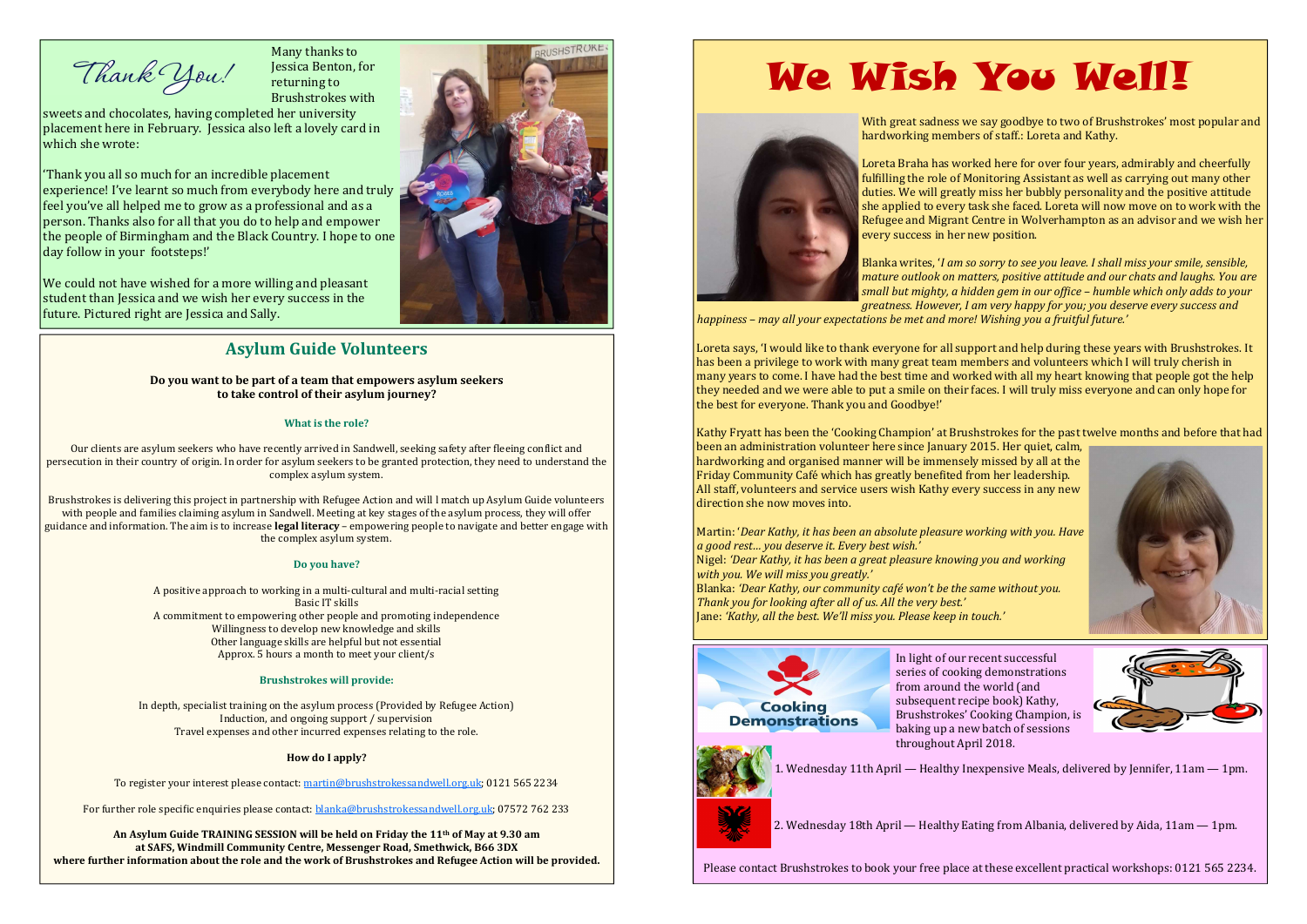# Thank You!

Many thanks to Jessica Benton, for returning to Brushstrokes with sweets and chocolates, having completed her university placement here in February. Jessica also left a lovely card in which she wrote:

'Thank you all so much for an incredible placement experience! I've learnt so much from everybody here and truly feel you've all helped me to grow as a professional and as a person. Thanks also for all that you do to help and empower the people of Birmingham and the Black Country. I hope to one day follow in your footsteps!'

We could not have wished for a more willing and pleasant student than Jessica and we wish her every success in the future. Pictured right are Jessica and Sally.

## Asylum Guide Volunteers

**Do you want to be part of a team that empowers asylum seekers to take control of their asylum journey?**

### What is the role?

Our clients are asylum seekers who have recently arrived in Sandwell, seeking safety after fleeing conflict and persecution in their country of origin. In order for asylum seekers to be granted protection, they need to understand the complex asylum system.

Brushstrokes is delivering this project in partnership with Refugee Action and will l match up Asylum Guide volunteers with people and families claiming asylum in Sandwell. Meeting at key stages of the asylum process, they will offer guidance and information. The aim is to increase **legal literacy** – empowering people to navigate and better engage with the complex asylum system.

### Do you have?

A positive approach to working in a multi-cultural and multi-racial setting
Basic IT skills
A commitment to empowering other people and promoting independence
Willingness to develop new knowledge and skills
Other language skills are helpful but not essential
Approx. 5 hours a month to meet your client/s

### Brushstrokes will provide:

In depth, specialist training on the asylum process (Provided by Refugee Action)
Induction, and ongoing support / supervision
Travel expenses and other incurred expenses relating to the role.

### How do I apply?

To register your interest please contact: martin@brushstrokessandwell.org.uk; 0121 565 2234

For further role specific enquiries please contact: blanka@brushstrokessandwell.org.uk; 07572 762 233

**An Asylum Guide TRAINING SESSION will be held on Friday the 11th of May at 9.30 am at SAFS, Windmill Community Centre, Messenger Road, Smethwick, B66 3DX where further information about the role and the work of Brushstrokes and Refugee Action will be provided.**

# We Wish You Well!

With great sadness we say goodbye to two of Brushstrokes' most popular and hardworking members of staff.: Loreta and Kathy.

Loreta Braha has worked here for over four years, admirably and cheerfully fulfilling the role of Monitoring Assistant as well as carrying out many other duties. We will greatly miss her bubbly personality and the positive attitude she applied to every task she faced. Loreta will now move on to work with the Refugee and Migrant Centre in Wolverhampton as an advisor and we wish her every success in her new position.

Blanka writes, '*I am so sorry to see you leave. I shall miss your smile, sensible, mature outlook on matters, positive attitude and our chats and laughs. You are small but mighty, a hidden gem in our office – humble which only adds to your greatness. However, I am very happy for you; you deserve every success and happiness – may all your expectations be met and more! Wishing you a fruitful future.*'

Loreta says, 'I would like to thank everyone for all support and help during these years with Brushstrokes. It has been a privilege to work with many great team members and volunteers which I will truly cherish in many years to come. I have had the best time and worked with all my heart knowing that people got the help they needed and we were able to put a smile on their faces. I will truly miss everyone and can only hope for the best for everyone. Thank you and Goodbye!'

Kathy Fryatt has been the 'Cooking Champion' at Brushstrokes for the past twelve months and before that had been an administration volunteer here since January 2015. Her quiet, calm, hardworking and organised manner will be immensely missed by all at the Friday Community Café which has greatly benefited from her leadership. All staff, volunteers and service users wish Kathy every success in any new direction she now moves into.

Martin: '*Dear Kathy, it has been an absolute pleasure working with you. Have a good rest… you deserve it. Every best wish.*'
Nigel: *'Dear Kathy, it has been a great pleasure knowing you and working with you. We will miss you greatly.'*
Blanka: *'Dear Kathy, our community café won't be the same without you. Thank you for looking after all of us. All the very best.'*
Jane: *'Kathy, all the best. We'll miss you. Please keep in touch.'*

## Cooking Demonstrations

In light of our recent successful series of cooking demonstrations from around the world (and subsequent recipe book) Kathy, Brushstrokes' Cooking Champion, is baking up a new batch of sessions throughout April 2018.

1. Wednesday 11th April — Healthy Inexpensive Meals, delivered by Jennifer, 11am — 1pm.
2. Wednesday 18th April — Healthy Eating from Albania, delivered by Aida, 11am — 1pm.

Please contact Brushstrokes to book your free place at these excellent practical workshops: 0121 565 2234.